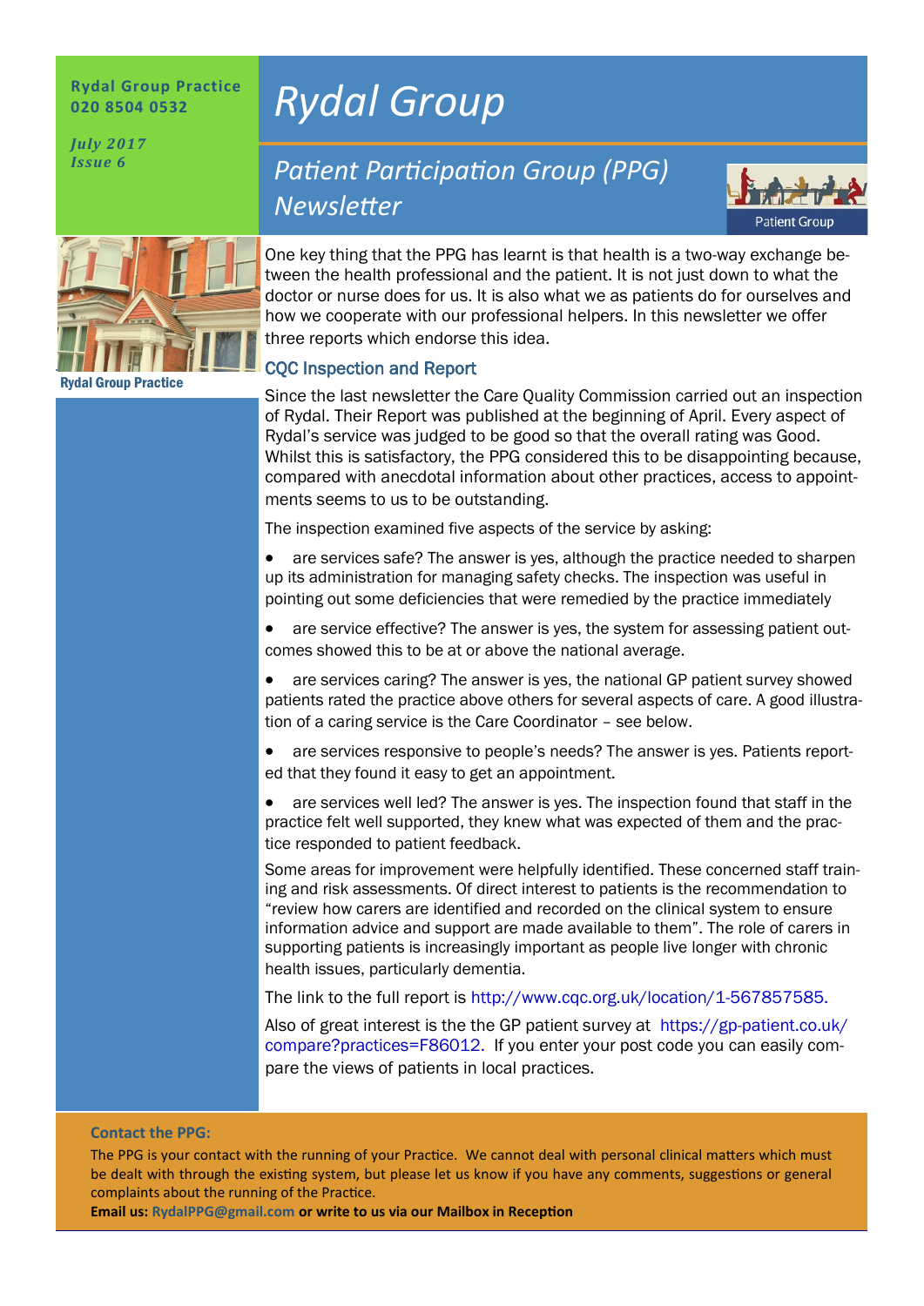**Rydal Group Practice**
**020 8504 0532**

*July 2017*
*Issue 6*

# Rydal Group

## Patient Participation Group (PPG) Newsletter

Patient Group

Rydal Group Practice

One key thing that the PPG has learnt is that health is a two-way exchange between the health professional and the patient. It is not just down to what the doctor or nurse does for us. It is also what we as patients do for ourselves and how we cooperate with our professional helpers. In this newsletter we offer three reports which endorse this idea.

### CQC Inspection and Report

Since the last newsletter the Care Quality Commission carried out an inspection of Rydal. Their Report was published at the beginning of April. Every aspect of Rydal's service was judged to be good so that the overall rating was Good. Whilst this is satisfactory, the PPG considered this to be disappointing because, compared with anecdotal information about other practices, access to appointments seems to us to be outstanding.

The inspection examined five aspects of the service by asking:

- are services safe? The answer is yes, although the practice needed to sharpen up its administration for managing safety checks. The inspection was useful in pointing out some deficiencies that were remedied by the practice immediately
- are service effective? The answer is yes, the system for assessing patient outcomes showed this to be at or above the national average.
- are services caring? The answer is yes, the national GP patient survey showed patients rated the practice above others for several aspects of care. A good illustration of a caring service is the Care Coordinator – see below.
- are services responsive to people's needs? The answer is yes. Patients reported that they found it easy to get an appointment.
- are services well led? The answer is yes. The inspection found that staff in the practice felt well supported, they knew what was expected of them and the practice responded to patient feedback.

Some areas for improvement were helpfully identified. These concerned staff training and risk assessments. Of direct interest to patients is the recommendation to "review how carers are identified and recorded on the clinical system to ensure information advice and support are made available to them". The role of carers in supporting patients is increasingly important as people live longer with chronic health issues, particularly dementia.

The link to the full report is http://www.cqc.org.uk/location/1-567857585.

Also of great interest is the the GP patient survey at https://gp-patient.co.uk/compare?practices=F86012. If you enter your post code you can easily compare the views of patients in local practices.

**Contact the PPG:**

The PPG is your contact with the running of your Practice. We cannot deal with personal clinical matters which must be dealt with through the existing system, but please let us know if you have any comments, suggestions or general complaints about the running of the Practice.

**Email us: RydalPPG@gmail.com or write to us via our Mailbox in Reception**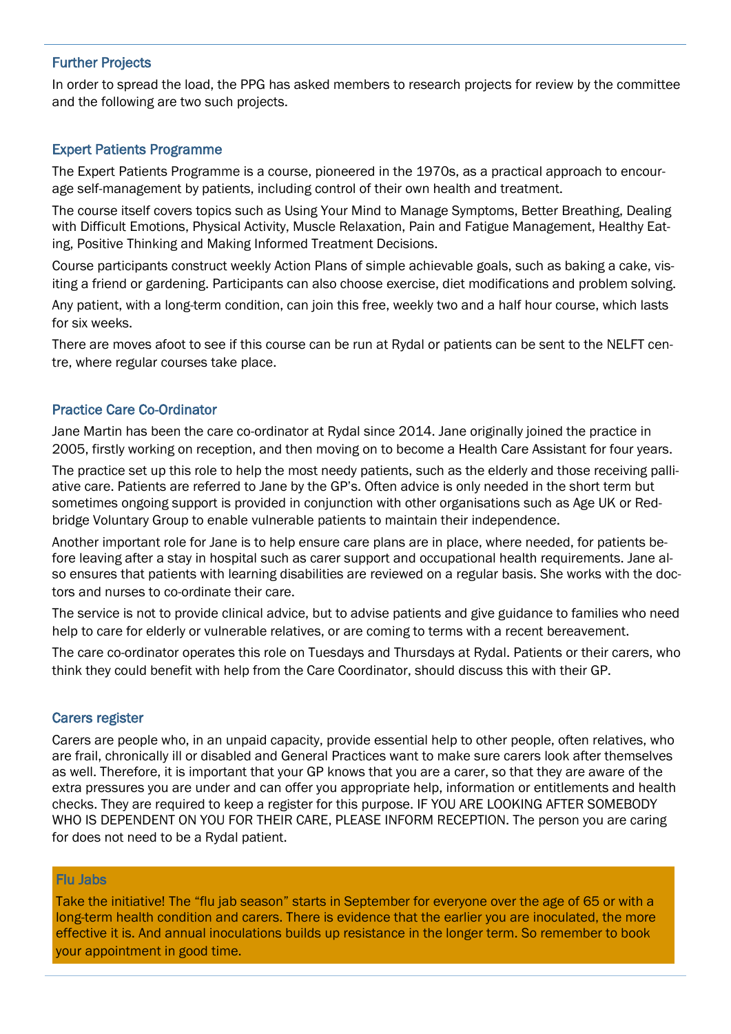## Further Projects

In order to spread the load, the PPG has asked members to research projects for review by the committee and the following are two such projects.

## Expert Patients Programme

The Expert Patients Programme is a course, pioneered in the 1970s, as a practical approach to encourage self-management by patients, including control of their own health and treatment.

The course itself covers topics such as Using Your Mind to Manage Symptoms, Better Breathing, Dealing with Difficult Emotions, Physical Activity, Muscle Relaxation, Pain and Fatigue Management, Healthy Eating, Positive Thinking and Making Informed Treatment Decisions.

Course participants construct weekly Action Plans of simple achievable goals, such as baking a cake, visiting a friend or gardening. Participants can also choose exercise, diet modifications and problem solving.

Any patient, with a long-term condition, can join this free, weekly two and a half hour course, which lasts for six weeks.

There are moves afoot to see if this course can be run at Rydal or patients can be sent to the NELFT centre, where regular courses take place.

## Practice Care Co-Ordinator

Jane Martin has been the care co-ordinator at Rydal since 2014. Jane originally joined the practice in 2005, firstly working on reception, and then moving on to become a Health Care Assistant for four years.

The practice set up this role to help the most needy patients, such as the elderly and those receiving palliative care. Patients are referred to Jane by the GP's. Often advice is only needed in the short term but sometimes ongoing support is provided in conjunction with other organisations such as Age UK or Redbridge Voluntary Group to enable vulnerable patients to maintain their independence.

Another important role for Jane is to help ensure care plans are in place, where needed, for patients before leaving after a stay in hospital such as carer support and occupational health requirements. Jane also ensures that patients with learning disabilities are reviewed on a regular basis. She works with the doctors and nurses to co-ordinate their care.

The service is not to provide clinical advice, but to advise patients and give guidance to families who need help to care for elderly or vulnerable relatives, or are coming to terms with a recent bereavement.

The care co-ordinator operates this role on Tuesdays and Thursdays at Rydal. Patients or their carers, who think they could benefit with help from the Care Coordinator, should discuss this with their GP.

## Carers register

Carers are people who, in an unpaid capacity, provide essential help to other people, often relatives, who are frail, chronically ill or disabled and General Practices want to make sure carers look after themselves as well. Therefore, it is important that your GP knows that you are a carer, so that they are aware of the extra pressures you are under and can offer you appropriate help, information or entitlements and health checks. They are required to keep a register for this purpose. IF YOU ARE LOOKING AFTER SOMEBODY WHO IS DEPENDENT ON YOU FOR THEIR CARE, PLEASE INFORM RECEPTION. The person you are caring for does not need to be a Rydal patient.

## Flu Jabs

Take the initiative! The "flu jab season" starts in September for everyone over the age of 65 or with a long-term health condition and carers. There is evidence that the earlier you are inoculated, the more effective it is. And annual inoculations builds up resistance in the longer term. So remember to book your appointment in good time.